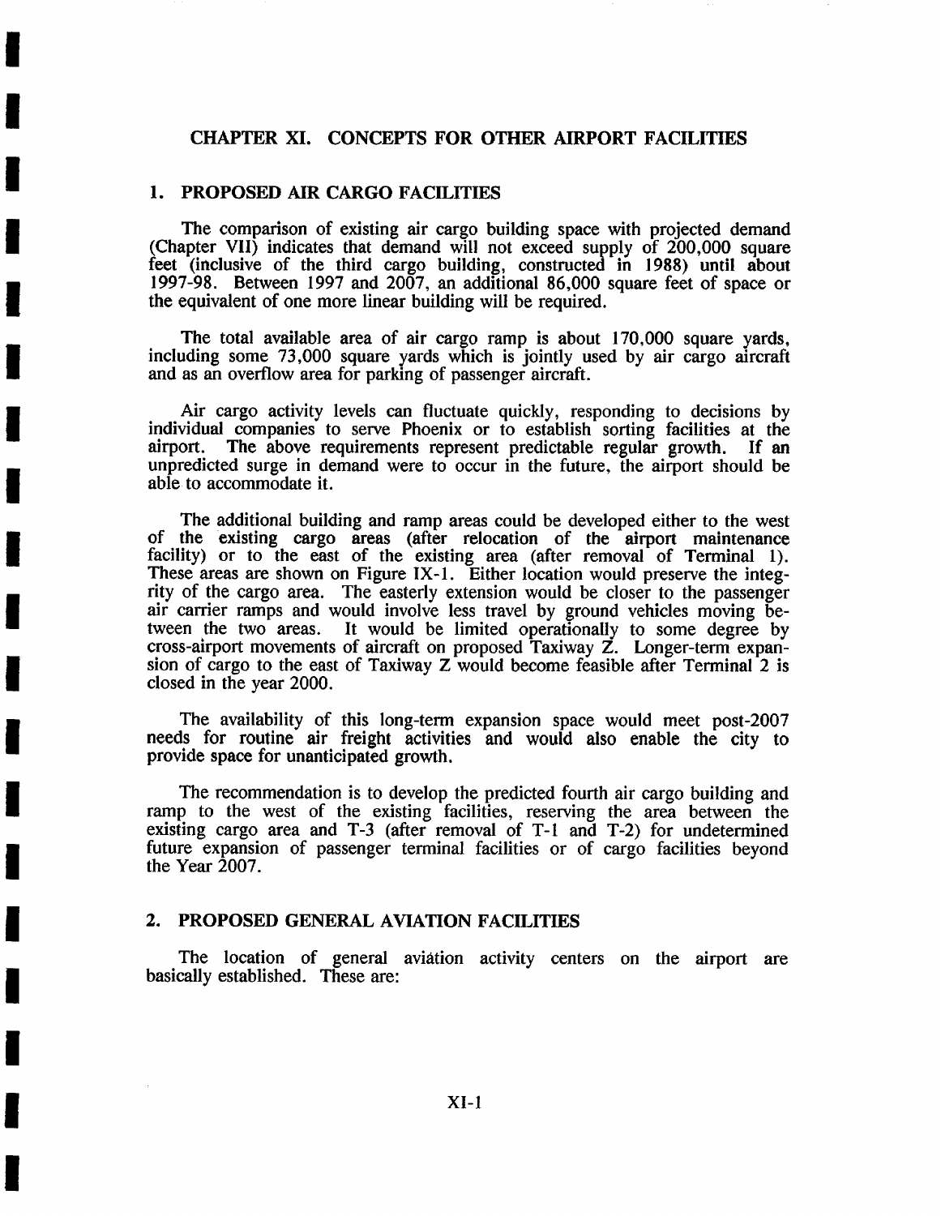# CHAPTER XI. CONCEPTS FOR OTHER AIRPORT FACILITIES

## 1. PROPOSED AIR CARGO FACILITIES

The comparison of existing air cargo building space with projected demand (Chapter VII) indicates that demand will not exceed supply of 200,000 square feet (inclusive of the third cargo building, constructed in 1988) until about 1997-98. Between 1997 and 2007, an additional 86,000 square feet of space or the equivalent of one more linear building will be required.

The total available area of air cargo ramp is about 170,000 square yards, including some 73,000 square yards which is jointly used by air cargo aircraft and as an overflow area for parking of passenger aircraft.

Air cargo activity levels can fluctuate quickly, responding to decisions by individual companies to serve Phoenix or to establish sorting facilities at the airport. The above requirements represent predictable regular growth. If an unpredicted surge in demand were to occur in the future, the airport should be able to accommodate it.

The additional building and ramp areas could be developed either to the west of the existing cargo areas (after relocation of the airport maintenance facility) or to the east of the existing area (after removal of Terminal 1). These areas are shown on Figure IX-1. Either location would preserve the integrity of the cargo area. The easterly extension would be closer to the passenger air carrier ramps and would involve less travel by ground vehicles moving between the two areas. It would be limited operationally to some degree by cross-airport movements of aircraft on proposed Taxiway Z. Longer-term expansion of cargo to the east of Taxiway Z would become feasible after Terminal 2 is closed in the year 2000.

The availability of this long-term expansion space would meet post-2007 needs for routine air freight activities and would also enable the city to provide space for unanticipated growth.

The recommendation is to develop the predicted fourth air cargo building and ramp to the west of the existing facilities, reserving the area between the existing cargo area and T-3 (after removal of T-1 and T-2) for undetermined future expansion of passenger terminal facilities or of cargo facilities beyond the Year 2007.

## 2. PROPOSED GENERAL AVIATION FACILITIES

The location of general aviation activity centers on the airport are basically established. These are: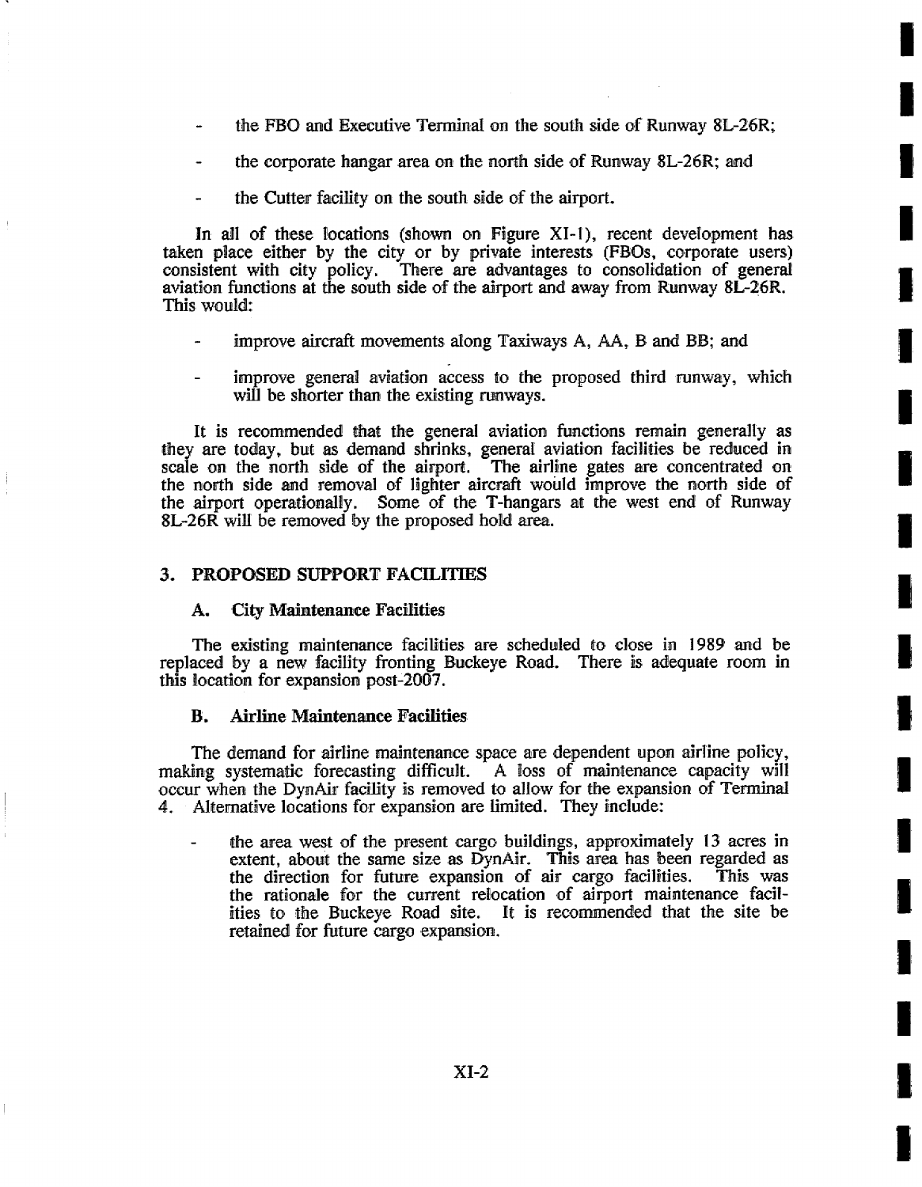- the FBO and Executive Terminal on the south side of Runway 8L-26R;

- the corporate hangar area on the north side of Runway 8L-26R; and

- the Cutter facility on the south side of the airport.

In all of these locations (shown on Figure XI-1), recent development has taken place either by the city or by private interests (FBOs, corporate users) consistent with city policy. There are advantages to consolidation of general aviation functions at the south side of the airport and away from Runway 8L-26R. This would:

- improve aircraft movements along Taxiways A, AA, B and BB; and

- improve general aviation access to the proposed third runway, which will be shorter than the existing runways.

It is recommended that the general aviation functions remain generally as they are today, but as demand shrinks, general aviation facilities be reduced in scale on the north side of the airport. The airline gates are concentrated on the north side and removal of lighter aircraft would improve the north side of the airport operationally. Some of the T-hangars at the west end of Runway 8L-26R will be removed by the proposed hold area.

## 3. PROPOSED SUPPORT FACILITIES

### A. City Maintenance Facilities

The existing maintenance facilities are scheduled to close in 1989 and be replaced by a new facility fronting Buckeye Road. There is adequate room in this location for expansion post-2007.

### B. Airline Maintenance Facilities

The demand for airline maintenance space are dependent upon airline policy, making systematic forecasting difficult. A loss of maintenance capacity will occur when the DynAir facility is removed to allow for the expansion of Terminal 4. Alternative locations for expansion are limited. They include:

- the area west of the present cargo buildings, approximately 13 acres in extent, about the same size as DynAir. This area has been regarded as the direction for future expansion of air cargo facilities. This was the rationale for the current relocation of airport maintenance facilities to the Buckeye Road site. It is recommended that the site be retained for future cargo expansion.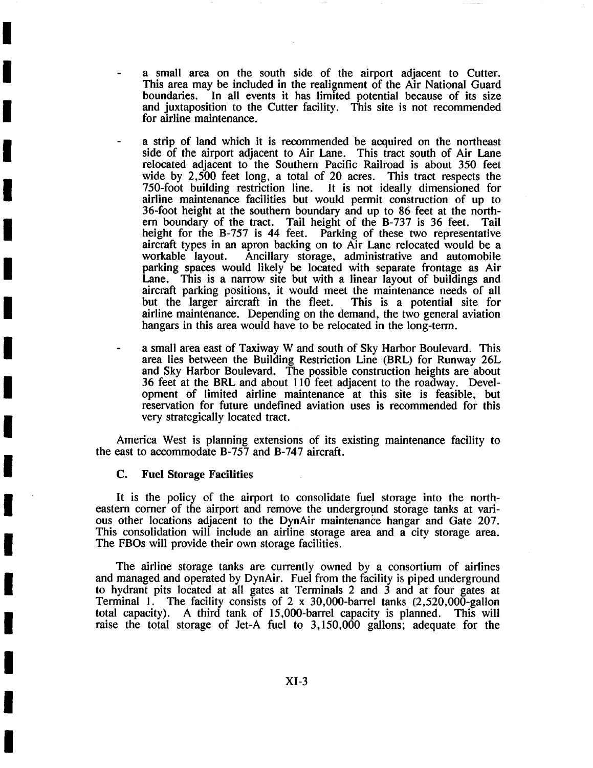- a small area on the south side of the airport adjacent to Cutter. This area may be included in the realignment of the Air National Guard boundaries. In all events it has limited potential because of its size and juxtaposition to the Cutter facility. This site is not recommended for airline maintenance.

- a strip of land which it is recommended be acquired on the northeast side of the airport adjacent to Air Lane. This tract south of Air Lane relocated adjacent to the Southern Pacific Railroad is about 350 feet wide by 2,500 feet long, a total of 20 acres. This tract respects the 750-foot building restriction line. It is not ideally dimensioned for airline maintenance facilities but would permit construction of up to 36-foot height at the southern boundary and up to 86 feet at the northern boundary of the tract. Tail height of the B-737 is 36 feet. Tail height for the B-757 is 44 feet. Parking of these two representative aircraft types in an apron backing on to Air Lane relocated would be a workable layout. Ancillary storage, administrative and automobile parking spaces would likely be located with separate frontage as Air Lane. This is a narrow site but with a linear layout of buildings and aircraft parking positions, it would meet the maintenance needs of all but the larger aircraft in the fleet. This is a potential site for airline maintenance. Depending on the demand, the two general aviation hangars in this area would have to be relocated in the long-term.

- a small area east of Taxiway W and south of Sky Harbor Boulevard. This area lies between the Building Restriction Line (BRL) for Runway 26L and Sky Harbor Boulevard. The possible construction heights are about 36 feet at the BRL and about 110 feet adjacent to the roadway. Development of limited airline maintenance at this site is feasible, but reservation for future undefined aviation uses is recommended for this very strategically located tract.

America West is planning extensions of its existing maintenance facility to the east to accommodate B-757 and B-747 aircraft.

### C. Fuel Storage Facilities

It is the policy of the airport to consolidate fuel storage into the northeastern corner of the airport and remove the underground storage tanks at various other locations adjacent to the DynAir maintenance hangar and Gate 207. This consolidation will include an airline storage area and a city storage area. The FBOs will provide their own storage facilities.

The airline storage tanks are currently owned by a consortium of airlines and managed and operated by DynAir. Fuel from the facility is piped underground to hydrant pits located at all gates at Terminals 2 and 3 and at four gates at Terminal 1. The facility consists of 2 x 30,000-barrel tanks (2,520,000-gallon total capacity). A third tank of 15,000-barrel capacity is planned. This will raise the total storage of Jet-A fuel to 3,150,000 gallons; adequate for the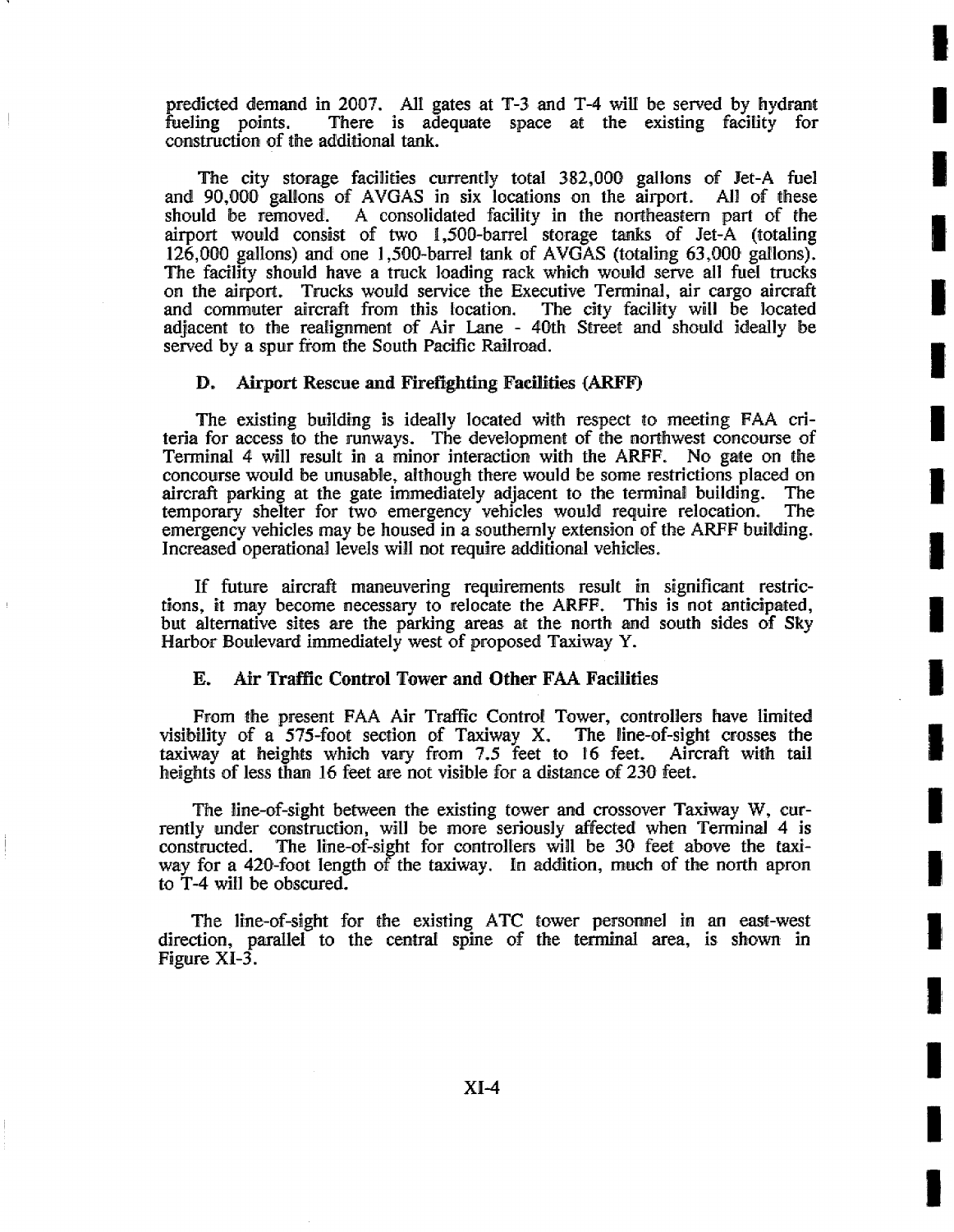predicted demand in 2007. All gates at T-3 and T-4 will be served by hydrant fueling points. There is adequate space at the existing facility for construction of the additional tank.

The city storage facilities currently total 382,000 gallons of Jet-A fuel and 90,000 gallons of AVGAS in six locations on the airport. All of these should be removed. A consolidated facility in the northeastern part of the airport would consist of two 1,500-barrel storage tanks of Jet-A (totaling 126,000 gallons) and one 1,500-barrel tank of AVGAS (totaling 63,000 gallons). The facility should have a truck loading rack which would serve all fuel trucks on the airport. Trucks would service the Executive Terminal, air cargo aircraft and commuter aircraft from this location. The city facility will be located adjacent to the realignment of Air Lane - 40th Street and should ideally be served by a spur from the South Pacific Railroad.

### D. Airport Rescue and Firefighting Facilities (ARFF)

The existing building is ideally located with respect to meeting FAA criteria for access to the runways. The development of the northwest concourse of Terminal 4 will result in a minor interaction with the ARFF. No gate on the concourse would be unusable, although there would be some restrictions placed on aircraft parking at the gate immediately adjacent to the terminal building. The temporary shelter for two emergency vehicles would require relocation. The emergency vehicles may be housed in a southernly extension of the ARFF building. Increased operational levels will not require additional vehicles.

If future aircraft maneuvering requirements result in significant restrictions, it may become necessary to relocate the ARFF. This is not anticipated, but alternative sites are the parking areas at the north and south sides of Sky Harbor Boulevard immediately west of proposed Taxiway Y.

### E. Air Traffic Control Tower and Other FAA Facilities

From the present FAA Air Traffic Control Tower, controllers have limited visibility of a 575-foot section of Taxiway X. The line-of-sight crosses the taxiway at heights which vary from 7.5 feet to 16 feet. Aircraft with tail heights of less than 16 feet are not visible for a distance of 230 feet.

The line-of-sight between the existing tower and crossover Taxiway W, currently under construction, will be more seriously affected when Terminal 4 is constructed. The line-of-sight for controllers will be 30 feet above the taxiway for a 420-foot length of the taxiway. In addition, much of the north apron to T-4 will be obscured.

The line-of-sight for the existing ATC tower personnel in an east-west direction, parallel to the central spine of the terminal area, is shown in Figure XI-3.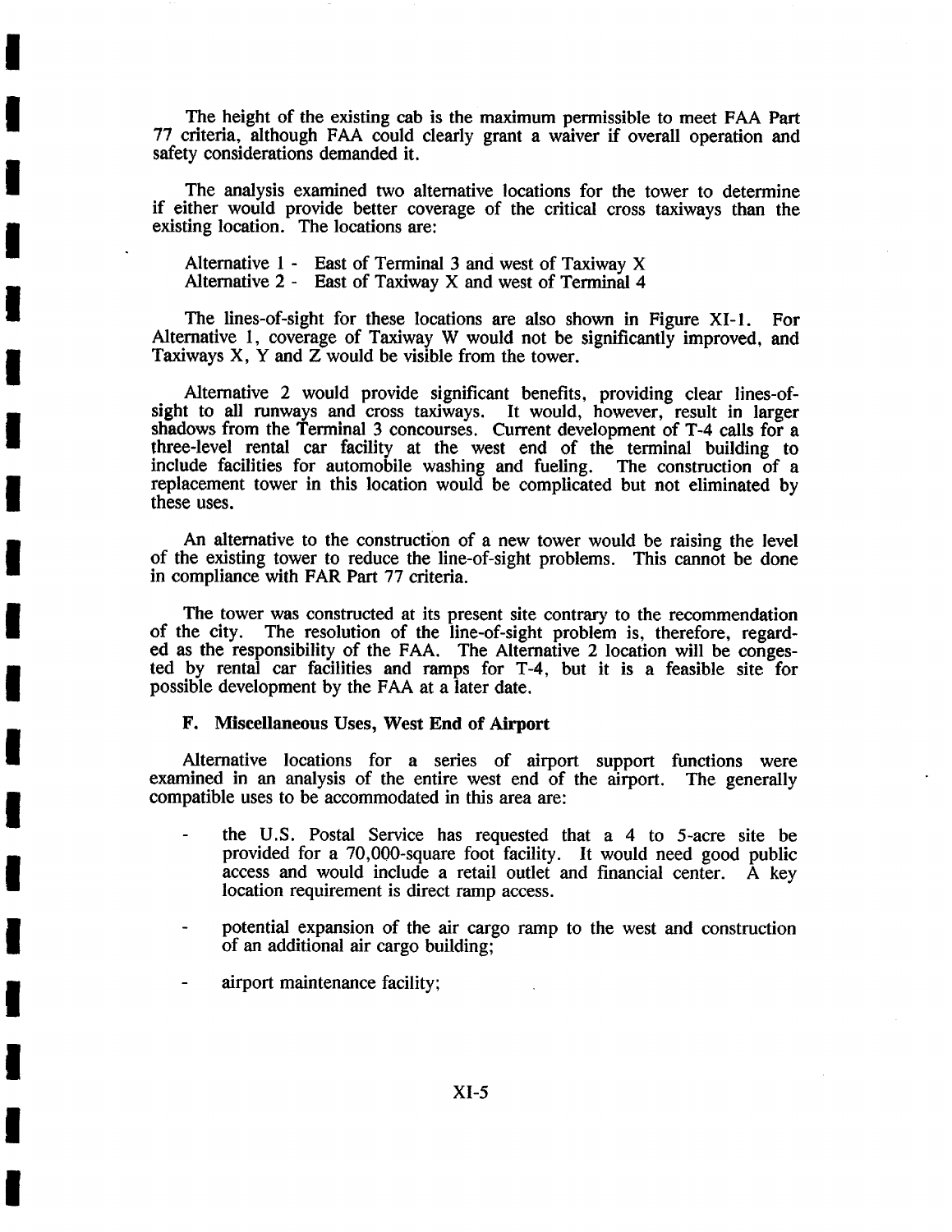The height of the existing cab is the maximum permissible to meet FAA Part 77 criteria, although FAA could clearly grant a waiver if overall operation and safety considerations demanded it.

The analysis examined two alternative locations for the tower to determine if either would provide better coverage of the critical cross taxiways than the existing location. The locations are:

Alternative 1 - East of Terminal 3 and west of Taxiway X
Alternative 2 - East of Taxiway X and west of Terminal 4

The lines-of-sight for these locations are also shown in Figure XI-1. For Alternative 1, coverage of Taxiway W would not be significantly improved, and Taxiways X, Y and Z would be visible from the tower.

Alternative 2 would provide significant benefits, providing clear lines-of-sight to all runways and cross taxiways. It would, however, result in larger shadows from the Terminal 3 concourses. Current development of T-4 calls for a three-level rental car facility at the west end of the terminal building to include facilities for automobile washing and fueling. The construction of a replacement tower in this location would be complicated but not eliminated by these uses.

An alternative to the construction of a new tower would be raising the level of the existing tower to reduce the line-of-sight problems. This cannot be done in compliance with FAR Part 77 criteria.

The tower was constructed at its present site contrary to the recommendation of the city. The resolution of the line-of-sight problem is, therefore, regarded as the responsibility of the FAA. The Alternative 2 location will be congested by rental car facilities and ramps for T-4, but it is a feasible site for possible development by the FAA at a later date.

### F. Miscellaneous Uses, West End of Airport

Alternative locations for a series of airport support functions were examined in an analysis of the entire west end of the airport. The generally compatible uses to be accommodated in this area are:

- the U.S. Postal Service has requested that a 4 to 5-acre site be provided for a 70,000-square foot facility. It would need good public access and would include a retail outlet and financial center. A key location requirement is direct ramp access.

- potential expansion of the air cargo ramp to the west and construction of an additional air cargo building;

- airport maintenance facility;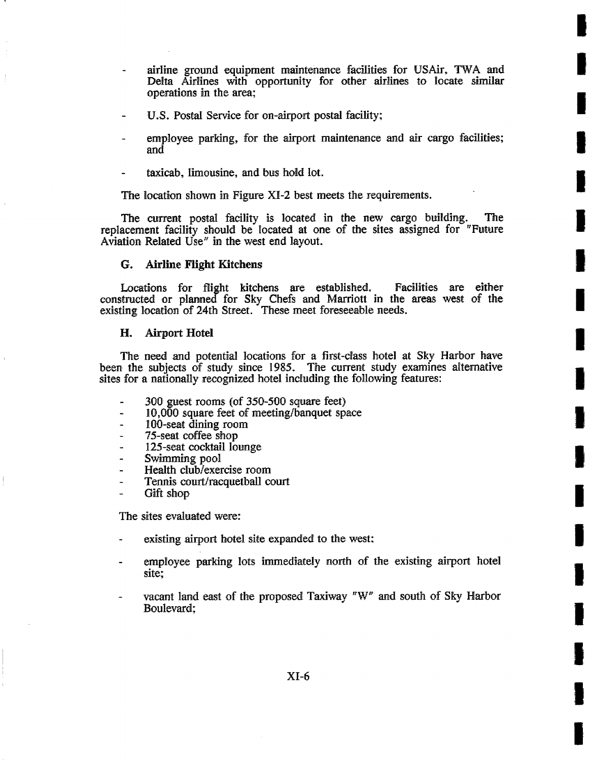- airline ground equipment maintenance facilities for USAir, TWA and Delta Airlines with opportunity for other airlines to locate similar operations in the area;

- U.S. Postal Service for on-airport postal facility;

- employee parking, for the airport maintenance and air cargo facilities; and

- taxicab, limousine, and bus hold lot.

The location shown in Figure XI-2 best meets the requirements.

The current postal facility is located in the new cargo building. The replacement facility should be located at one of the sites assigned for "Future Aviation Related Use" in the west end layout.

### G. Airline Flight Kitchens

Locations for flight kitchens are established. Facilities are either constructed or planned for Sky Chefs and Marriott in the areas west of the existing location of 24th Street. These meet foreseeable needs.

### H. Airport Hotel

The need and potential locations for a first-class hotel at Sky Harbor have been the subjects of study since 1985. The current study examines alternative sites for a nationally recognized hotel including the following features:

- 300 guest rooms (of 350-500 square feet)
- 10,000 square feet of meeting/banquet space
- 100-seat dining room
- 75-seat coffee shop
- 125-seat cocktail lounge
- Swimming pool
- Health club/exercise room
- Tennis court/racquetball court
- Gift shop

The sites evaluated were:

- existing airport hotel site expanded to the west;

- employee parking lots immediately north of the existing airport hotel site;

- vacant land east of the proposed Taxiway "W" and south of Sky Harbor Boulevard;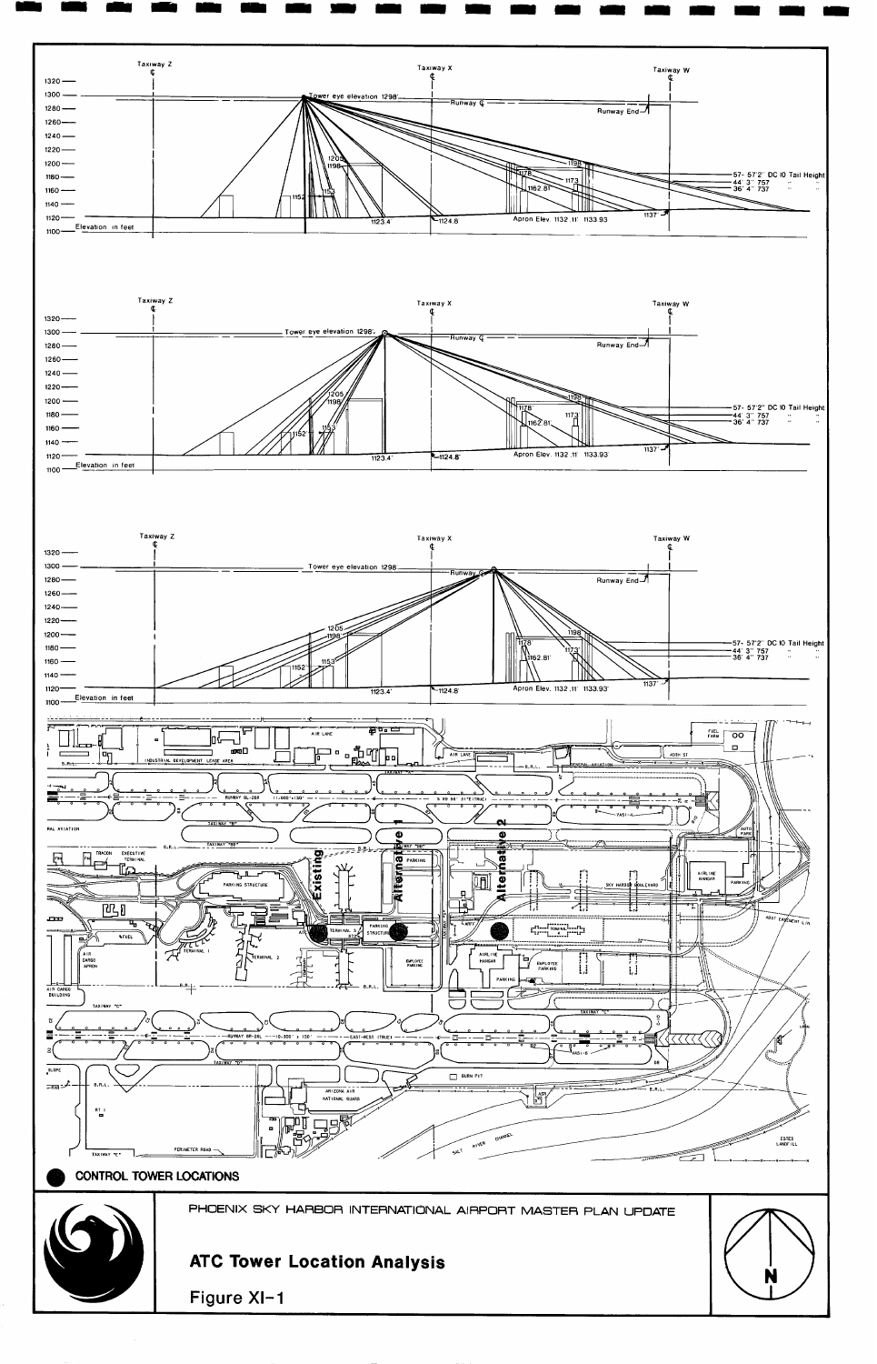Taxiway Z

Taxiway X

Taxiway W

Tower eye elevation 1298'

Runway ℄

Runway End

57'- 57'2" DC 10 Tail Height

44' 3" 757

36' 4" 737

Apron Elev. 1132.11' 1133.93'

Elevation in feet

**CONTROL TOWER LOCATIONS**

Existing

Alternative 1

Alternative 2

PHOENIX SKY HARBOR INTERNATIONAL AIRPORT MASTER PLAN UPDATE

**ATC Tower Location Analysis**

Figure XI-1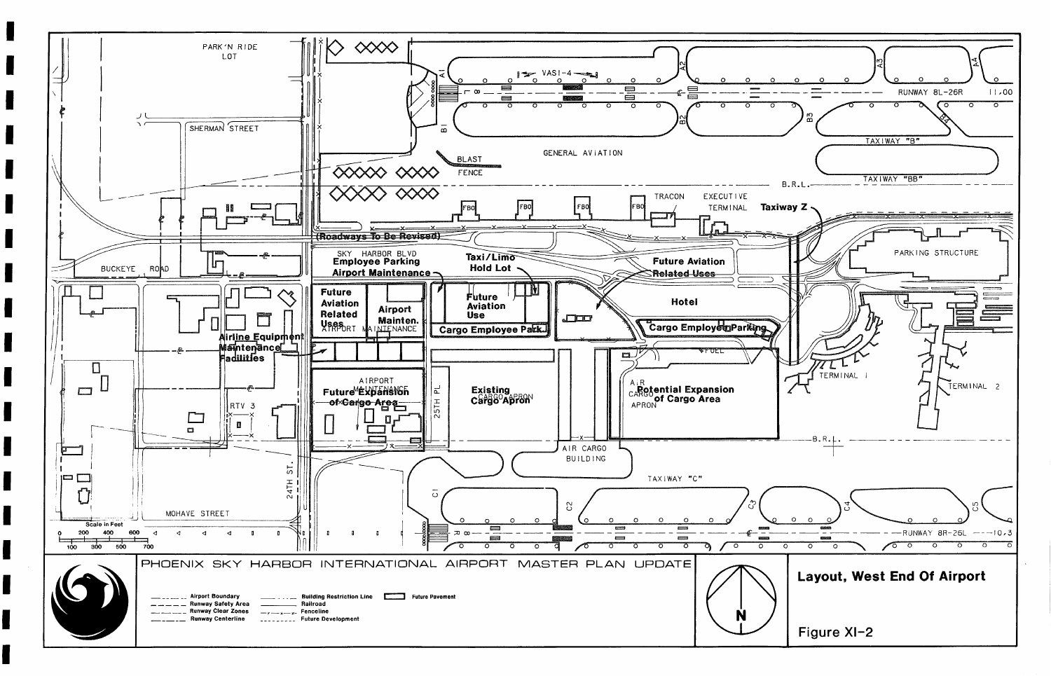**PHOENIX SKY HARBOR INTERNATIONAL AIRPORT MASTER PLAN UPDATE**

## Layout, West End Of Airport

Figure XI-2

PARK'N RIDE LOT

SHERMAN STREET

BUCKEYE ROAD

MOHAVE STREET

24TH ST.

25TH PL

RTV 3

VASI-4

RUNWAY 8L-26R 11,00

RUNWAY 8R-26L 10,3

TAXIWAY "B"

TAXIWAY "BB"

TAXIWAY "C"

Taxiway Z

A1 A2 A3 A4

B1 B2 B3 B4

C1 C2 C3 C4 C5

GENERAL AVIATION

BLAST FENCE

B.R.L.

FBO FBO FBO FBO

TRACON

EXECUTIVE TERMINAL

PARKING STRUCTURE

(Roadways To Be Revised)

SKY HARBOR BLVD

Employee Parking

Airport Maintenance

Taxi/Limo Hold Lot

Future Aviation Related Uses

Hotel

Future Aviation Related Uses

Airport Mainten.

AIRPORT MAINTENANCE

Future Aviation Use

Cargo Employee Park

Cargo Employee Parking

FUEL

Airline Equipment Maintenance Facilities

AIRPORT MAINTENANCE

Future Expansion of Cargo Area

Existing Cargo Apron

CARGO APRON

AIR CARGO APRON

Potential Expansion of Cargo Area

AIR CARGO BUILDING

TERMINAL 1

TERMINAL 2

Scale in Feet: 0, 200, 400, 600 / 100, 300, 500, 700

N

Legend:

- Airport Boundary
- Runway Safety Area
- Runway Clear Zones
- Runway Centerline
- Building Restriction Line
- Railroad
- Fenceline
- Future Development
- Future Pavement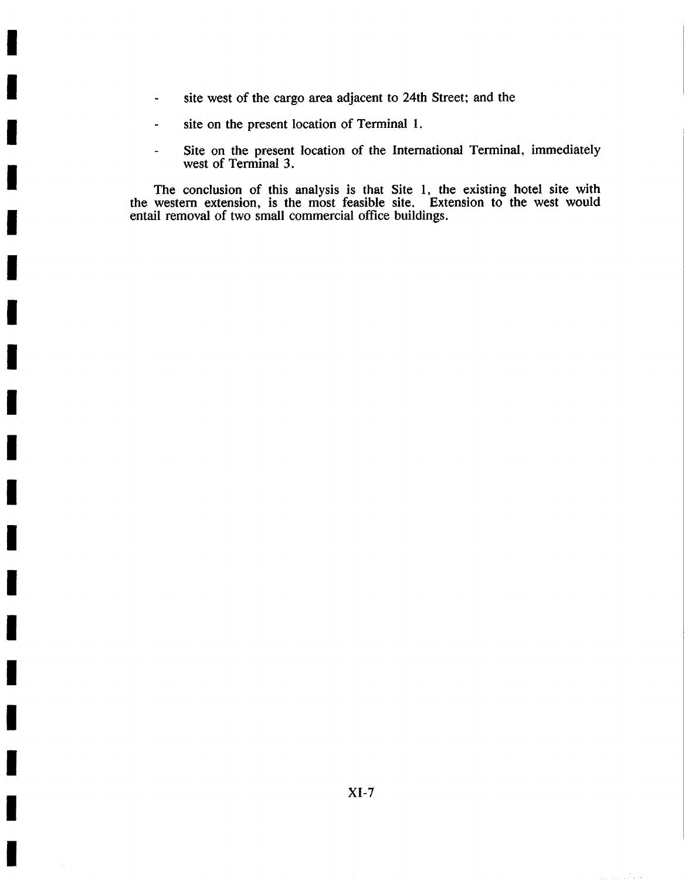- site west of the cargo area adjacent to 24th Street; and the
- site on the present location of Terminal 1.
- Site on the present location of the International Terminal, immediately west of Terminal 3.

The conclusion of this analysis is that Site 1, the existing hotel site with the western extension, is the most feasible site. Extension to the west would entail removal of two small commercial office buildings.